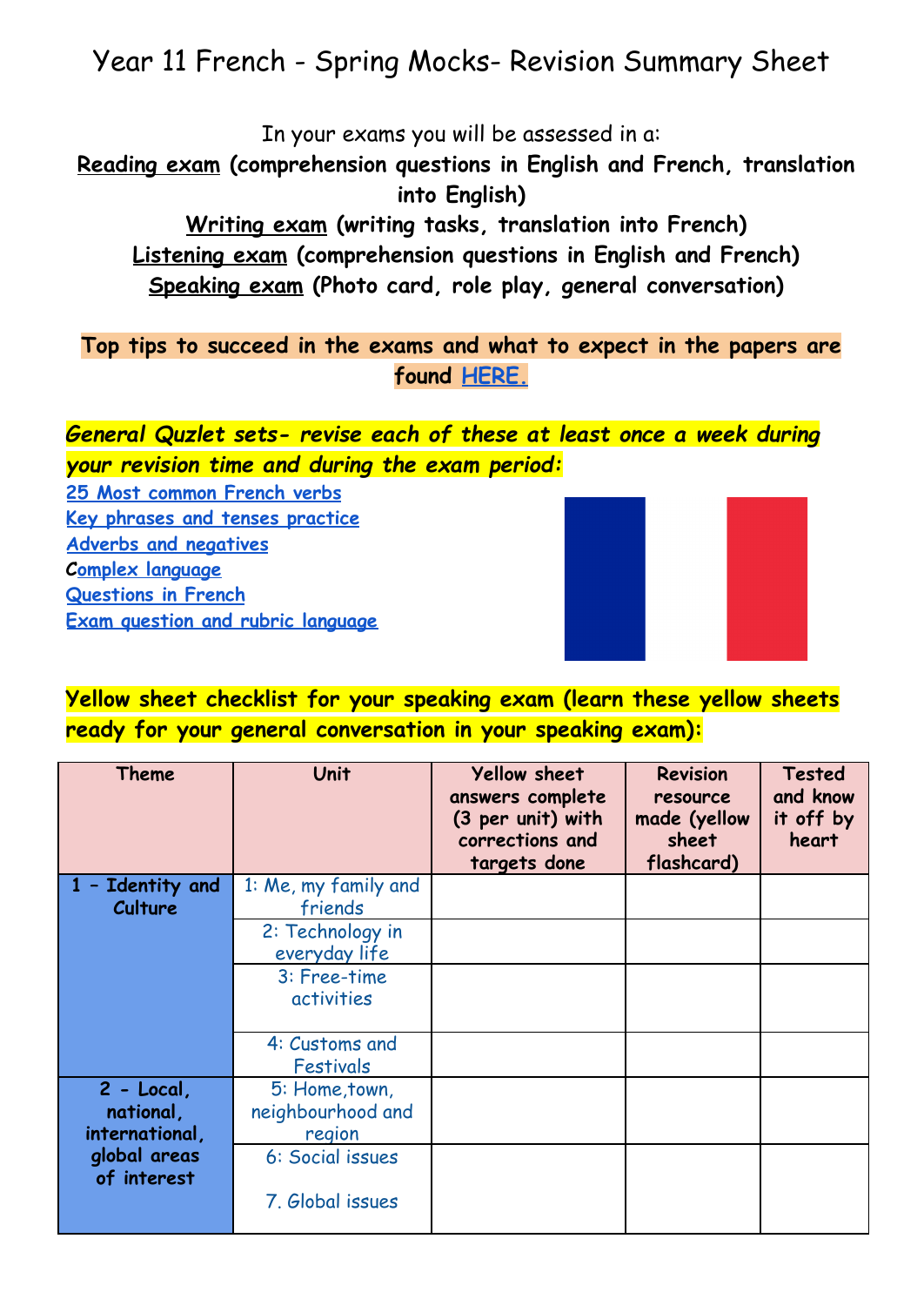# Year 11 French - Spring Mocks- Revision Summary Sheet

In your exams you will be assessed in a:

**Reading exam (comprehension questions in English and French, translation into English)**

**Writing exam (writing tasks, translation into French)**

**Listening exam (comprehension questions in English and French)**

**Speaking exam (Photo card, role play, general conversation)**

**Top tips to succeed in the exams and what to expect in the papers are found HERE.**

***General Quzlet sets- revise each of these at least once a week during your revision time and during the exam period:***

- 25 Most common French verbs
- Key phrases and tenses practice
- Adverbs and negatives
- Complex language
- Questions in French
- Exam question and rubric language

**Yellow sheet checklist for your speaking exam (learn these yellow sheets ready for your general conversation in your speaking exam):**

| Theme | Unit | Yellow sheet answers complete (3 per unit) with corrections and targets done | Revision resource made (yellow sheet flashcard) | Tested and know it off by heart |
|---|---|---|---|---|
| 1 - Identity and Culture | 1: Me, my family and friends | | | |
| | 2: Technology in everyday life | | | |
| | 3: Free-time activities | | | |
| | 4: Customs and Festivals | | | |
| 2 - Local, national, international, global areas of interest | 5: Home,town, neighbourhood and region | | | |
| | 6: Social issues<br><br>7. Global issues | | | |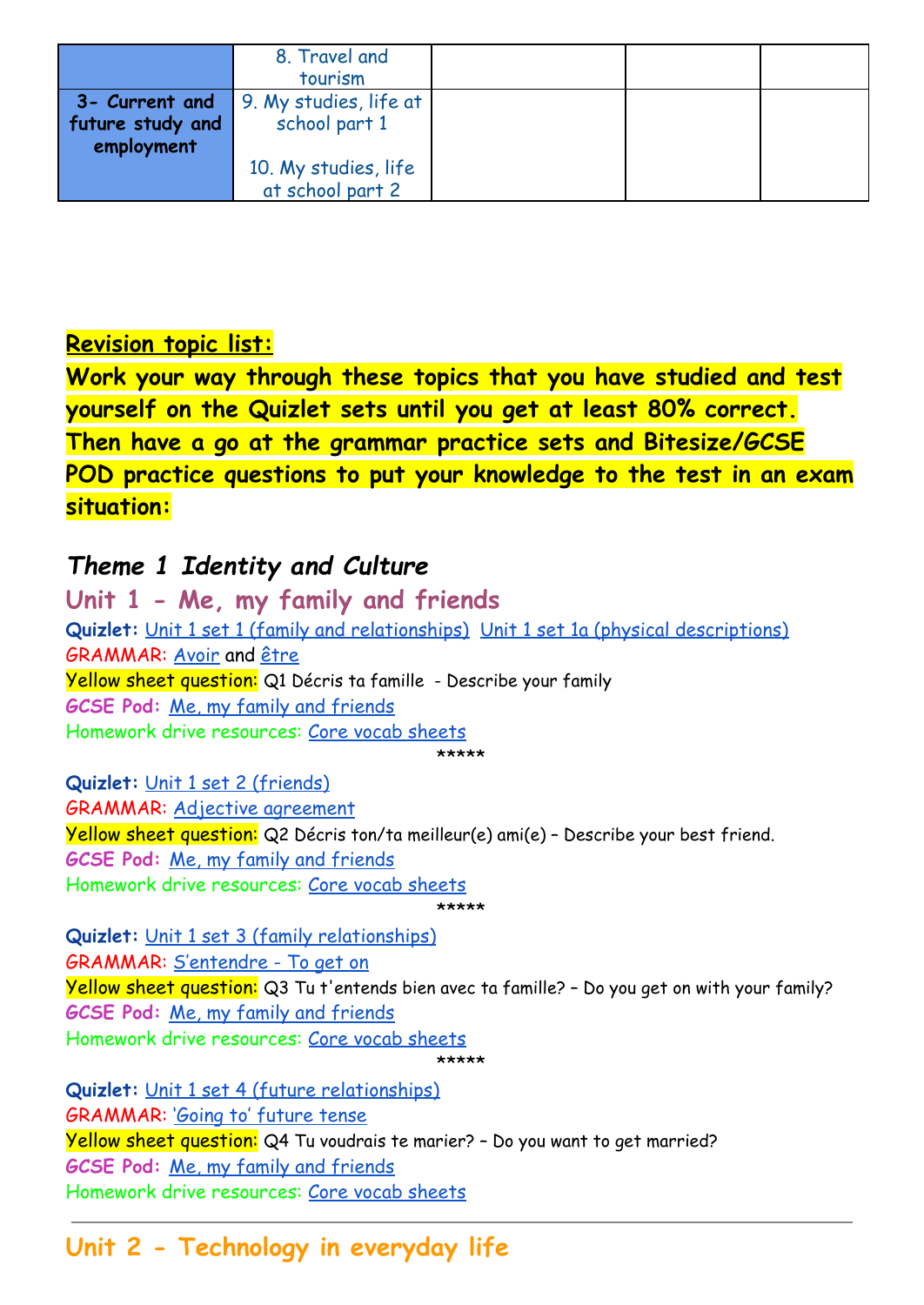| | | | | |
|---|---|---|---|---|
| | 8. Travel and tourism | | | |
| **3- Current and future study and employment** | 9. My studies, life at school part 1<br><br>10. My studies, life at school part 2 | | | |

**Revision topic list:**

**Work your way through these topics that you have studied and test yourself on the Quizlet sets until you get at least 80% correct. Then have a go at the grammar practice sets and Bitesize/GCSE POD practice questions to put your knowledge to the test in an exam situation:**

## *Theme 1 Identity and Culture*

### Unit 1 - Me, my family and friends

**Quizlet:** Unit 1 set 1 (family and relationships) Unit 1 set 1a (physical descriptions)
GRAMMAR: Avoir and être
Yellow sheet question: Q1 Décris ta famille - Describe your family
GCSE Pod: Me, my family and friends
Homework drive resources: Core vocab sheets

*****

**Quizlet:** Unit 1 set 2 (friends)
GRAMMAR: Adjective agreement
Yellow sheet question: Q2 Décris ton/ta meilleur(e) ami(e) – Describe your best friend.
GCSE Pod: Me, my family and friends
Homework drive resources: Core vocab sheets

*****

**Quizlet:** Unit 1 set 3 (family relationships)
GRAMMAR: S'entendre - To get on
Yellow sheet question: Q3 Tu t'entends bien avec ta famille? – Do you get on with your family?
GCSE Pod: Me, my family and friends
Homework drive resources: Core vocab sheets

*****

**Quizlet:** Unit 1 set 4 (future relationships)
GRAMMAR: 'Going to' future tense
Yellow sheet question: Q4 Tu voudrais te marier? – Do you want to get married?
GCSE Pod: Me, my family and friends
Homework drive resources: Core vocab sheets

---

### Unit 2 - Technology in everyday life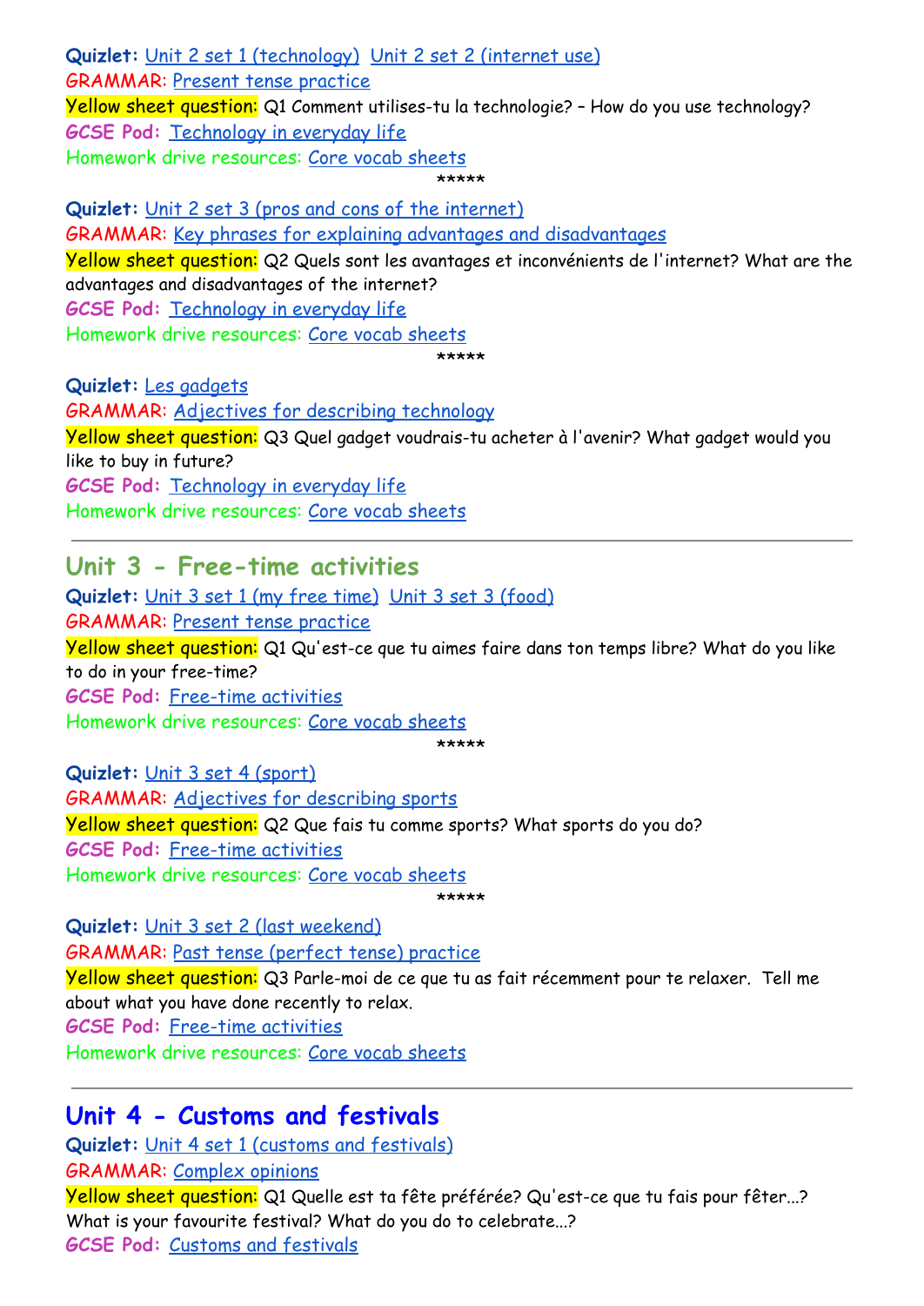**Quizlet:** Unit 2 set 1 (technology)  Unit 2 set 2 (internet use)
GRAMMAR: Present tense practice
Yellow sheet question: Q1 Comment utilises-tu la technologie? – How do you use technology?
GCSE Pod: Technology in everyday life
Homework drive resources: Core vocab sheets

*****

**Quizlet:** Unit 2 set 3 (pros and cons of the internet)
GRAMMAR: Key phrases for explaining advantages and disadvantages
Yellow sheet question: Q2 Quels sont les avantages et inconvénients de l'internet? What are the advantages and disadvantages of the internet?
GCSE Pod: Technology in everyday life
Homework drive resources: Core vocab sheets

*****

**Quizlet:** Les gadgets
GRAMMAR: Adjectives for describing technology
Yellow sheet question: Q3 Quel gadget voudrais-tu acheter à l'avenir? What gadget would you like to buy in future?
GCSE Pod: Technology in everyday life
Homework drive resources: Core vocab sheets

---

## Unit 3 - Free-time activities

**Quizlet:** Unit 3 set 1 (my free time)  Unit 3 set 3 (food)
GRAMMAR: Present tense practice
Yellow sheet question: Q1 Qu'est-ce que tu aimes faire dans ton temps libre? What do you like to do in your free-time?
GCSE Pod: Free-time activities
Homework drive resources: Core vocab sheets

*****

**Quizlet:** Unit 3 set 4 (sport)
GRAMMAR: Adjectives for describing sports
Yellow sheet question: Q2 Que fais tu comme sports? What sports do you do?
GCSE Pod: Free-time activities
Homework drive resources: Core vocab sheets

*****

**Quizlet:** Unit 3 set 2 (last weekend)
GRAMMAR: Past tense (perfect tense) practice
Yellow sheet question: Q3 Parle-moi de ce que tu as fait récemment pour te relaxer.  Tell me about what you have done recently to relax.
GCSE Pod: Free-time activities
Homework drive resources: Core vocab sheets

---

## Unit 4 - Customs and festivals

**Quizlet:** Unit 4 set 1 (customs and festivals)
GRAMMAR: Complex opinions
Yellow sheet question: Q1 Quelle est ta fête préférée? Qu'est-ce que tu fais pour fêter...? What is your favourite festival? What do you do to celebrate...?
GCSE Pod: Customs and festivals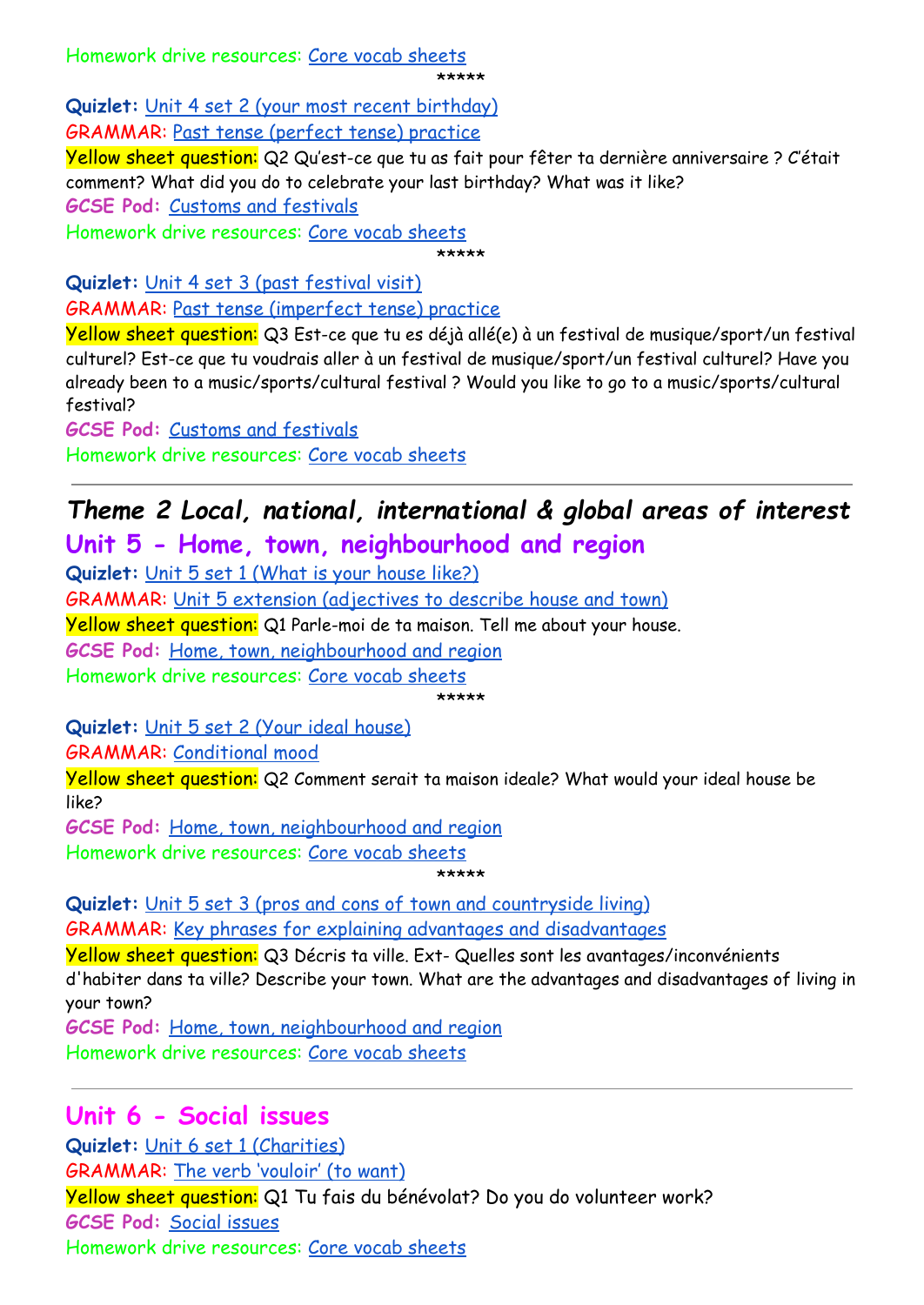Homework drive resources: Core vocab sheets

*****

**Quizlet:** Unit 4 set 2 (your most recent birthday)

GRAMMAR: Past tense (perfect tense) practice

Yellow sheet question: Q2 Qu'est-ce que tu as fait pour fêter ta dernière anniversaire ? C'était comment? What did you do to celebrate your last birthday? What was it like?

**GCSE Pod:** Customs and festivals

Homework drive resources: Core vocab sheets

*****

**Quizlet:** Unit 4 set 3 (past festival visit)

GRAMMAR: Past tense (imperfect tense) practice

Yellow sheet question: Q3 Est-ce que tu es déjà allé(e) à un festival de musique/sport/un festival culturel? Est-ce que tu voudrais aller à un festival de musique/sport/un festival culturel? Have you already been to a music/sports/cultural festival ? Would you like to go to a music/sports/cultural festival?

**GCSE Pod:** Customs and festivals

Homework drive resources: Core vocab sheets

---

# *Theme 2 Local, national, international & global areas of interest*

## Unit 5 - Home, town, neighbourhood and region

**Quizlet:** Unit 5 set 1 (What is your house like?)

GRAMMAR: Unit 5 extension (adjectives to describe house and town)

Yellow sheet question: Q1 Parle-moi de ta maison. Tell me about your house.

**GCSE Pod:** Home, town, neighbourhood and region

Homework drive resources: Core vocab sheets

*****

**Quizlet:** Unit 5 set 2 (Your ideal house)

GRAMMAR: Conditional mood

Yellow sheet question: Q2 Comment serait ta maison ideale? What would your ideal house be like?

**GCSE Pod:** Home, town, neighbourhood and region

Homework drive resources: Core vocab sheets

*****

**Quizlet:** Unit 5 set 3 (pros and cons of town and countryside living)

GRAMMAR: Key phrases for explaining advantages and disadvantages

Yellow sheet question: Q3 Décris ta ville. Ext- Quelles sont les avantages/inconvénients d'habiter dans ta ville? Describe your town. What are the advantages and disadvantages of living in your town?

**GCSE Pod:** Home, town, neighbourhood and region

Homework drive resources: Core vocab sheets

---

## Unit 6 - Social issues

**Quizlet:** Unit 6 set 1 (Charities)

GRAMMAR: The verb 'vouloir' (to want)

Yellow sheet question: Q1 Tu fais du bénévolat? Do you do volunteer work?

**GCSE Pod:** Social issues

Homework drive resources: Core vocab sheets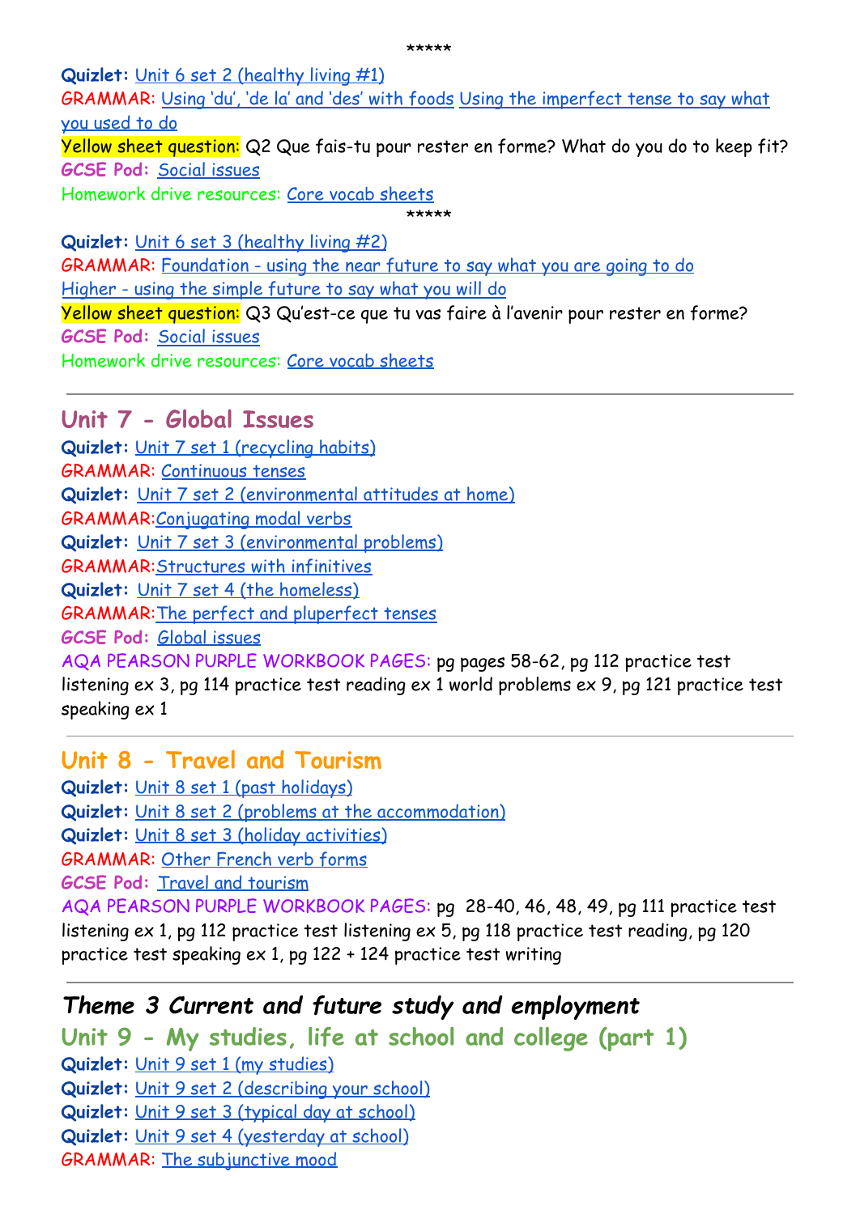\*\*\*\*\*

**Quizlet:** Unit 6 set 2 (healthy living #1)
GRAMMAR: Using 'du', 'de la' and 'des' with foods Using the imperfect tense to say what you used to do
Yellow sheet question: Q2 Que fais-tu pour rester en forme? What do you do to keep fit?
GCSE Pod: Social issues
Homework drive resources: Core vocab sheets

\*\*\*\*\*

**Quizlet:** Unit 6 set 3 (healthy living #2)
GRAMMAR: Foundation - using the near future to say what you are going to do
Higher - using the simple future to say what you will do
Yellow sheet question: Q3 Qu'est-ce que tu vas faire à l'avenir pour rester en forme?
GCSE Pod: Social issues
Homework drive resources: Core vocab sheets

---

## Unit 7 - Global Issues

**Quizlet:** Unit 7 set 1 (recycling habits)
GRAMMAR: Continuous tenses
**Quizlet:** Unit 7 set 2 (environmental attitudes at home)
GRAMMAR: Conjugating modal verbs
**Quizlet:** Unit 7 set 3 (environmental problems)
GRAMMAR: Structures with infinitives
**Quizlet:** Unit 7 set 4 (the homeless)
GRAMMAR: The perfect and pluperfect tenses
GCSE Pod: Global issues
AQA PEARSON PURPLE WORKBOOK PAGES: pg pages 58-62, pg 112 practice test listening ex 3, pg 114 practice test reading ex 1 world problems ex 9, pg 121 practice test speaking ex 1

---

## Unit 8 - Travel and Tourism

**Quizlet:** Unit 8 set 1 (past holidays)
**Quizlet:** Unit 8 set 2 (problems at the accommodation)
**Quizlet:** Unit 8 set 3 (holiday activities)
GRAMMAR: Other French verb forms
GCSE Pod: Travel and tourism
AQA PEARSON PURPLE WORKBOOK PAGES: pg 28-40, 46, 48, 49, pg 111 practice test listening ex 1, pg 112 practice test listening ex 5, pg 118 practice test reading, pg 120 practice test speaking ex 1, pg 122 + 124 practice test writing

---

# *Theme 3 Current and future study and employment*

## Unit 9 - My studies, life at school and college (part 1)

**Quizlet:** Unit 9 set 1 (my studies)
**Quizlet:** Unit 9 set 2 (describing your school)
**Quizlet:** Unit 9 set 3 (typical day at school)
**Quizlet:** Unit 9 set 4 (yesterday at school)
GRAMMAR: The subjunctive mood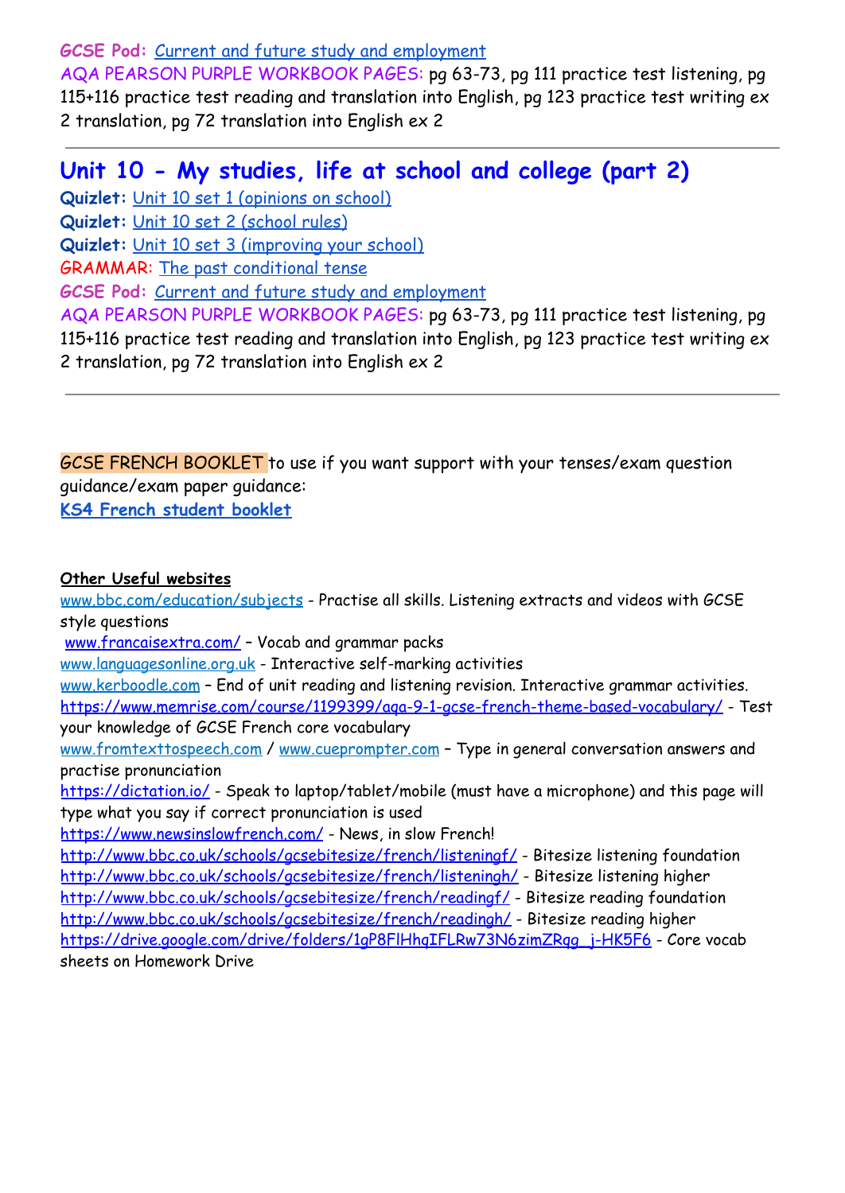**GCSE Pod:** Current and future study and employment
AQA PEARSON PURPLE WORKBOOK PAGES: pg 63-73, pg 111 practice test listening, pg 115+116 practice test reading and translation into English, pg 123 practice test writing ex 2 translation, pg 72 translation into English ex 2

---

## Unit 10 - My studies, life at school and college (part 2)

**Quizlet:** Unit 10 set 1 (opinions on school)
**Quizlet:** Unit 10 set 2 (school rules)
**Quizlet:** Unit 10 set 3 (improving your school)
GRAMMAR: The past conditional tense
**GCSE Pod:** Current and future study and employment
AQA PEARSON PURPLE WORKBOOK PAGES: pg 63-73, pg 111 practice test listening, pg 115+116 practice test reading and translation into English, pg 123 practice test writing ex 2 translation, pg 72 translation into English ex 2

---

GCSE FRENCH BOOKLET to use if you want support with your tenses/exam question guidance/exam paper guidance:
**KS4 French student booklet**

**Other Useful websites**

www.bbc.com/education/subjects - Practise all skills. Listening extracts and videos with GCSE style questions
www.francaisextra.com/ – Vocab and grammar packs
www.languagesonline.org.uk - Interactive self-marking activities
www.kerboodle.com – End of unit reading and listening revision. Interactive grammar activities.
https://www.memrise.com/course/1199399/aqa-9-1-gcse-french-theme-based-vocabulary/ - Test your knowledge of GCSE French core vocabulary
www.fromtexttospeech.com / www.cueprompter.com – Type in general conversation answers and practise pronunciation
https://dictation.io/ - Speak to laptop/tablet/mobile (must have a microphone) and this page will type what you say if correct pronunciation is used
https://www.newsinslowfrench.com/ - News, in slow French!
http://www.bbc.co.uk/schools/gcsebitesize/french/listeningf/ - Bitesize listening foundation
http://www.bbc.co.uk/schools/gcsebitesize/french/listeningh/ - Bitesize listening higher
http://www.bbc.co.uk/schools/gcsebitesize/french/readingf/ - Bitesize reading foundation
http://www.bbc.co.uk/schools/gcsebitesize/french/readingh/ - Bitesize reading higher
https://drive.google.com/drive/folders/1gP8FlHhqIFLRw73N6zimZRqg_j-HK5F6 - Core vocab sheets on Homework Drive